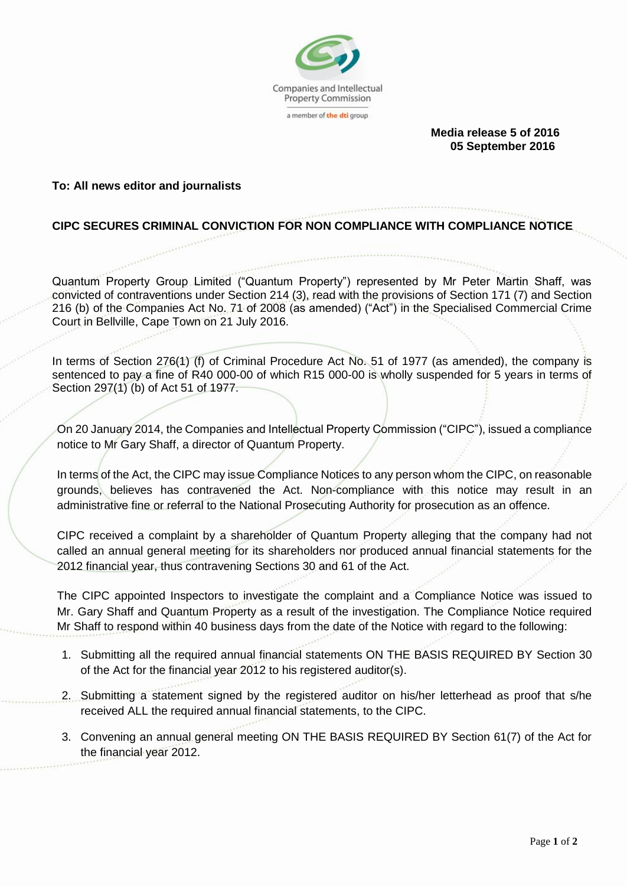Companies and Intellectual Property Commission

a member of the dti group

**Media release 5 of 2016**
**05 September 2016**

**To: All news editor and journalists**

## CIPC SECURES CRIMINAL CONVICTION FOR NON COMPLIANCE WITH COMPLIANCE NOTICE

Quantum Property Group Limited ("Quantum Property") represented by Mr Peter Martin Shaff, was convicted of contraventions under Section 214 (3), read with the provisions of Section 171 (7) and Section 216 (b) of the Companies Act No. 71 of 2008 (as amended) ("Act") in the Specialised Commercial Crime Court in Bellville, Cape Town on 21 July 2016.

In terms of Section 276(1) (f) of Criminal Procedure Act No. 51 of 1977 (as amended), the company is sentenced to pay a fine of R40 000-00 of which R15 000-00 is wholly suspended for 5 years in terms of Section 297(1) (b) of Act 51 of 1977.

On 20 January 2014, the Companies and Intellectual Property Commission ("CIPC"), issued a compliance notice to Mr Gary Shaff, a director of Quantum Property.

In terms of the Act, the CIPC may issue Compliance Notices to any person whom the CIPC, on reasonable grounds, believes has contravened the Act. Non-compliance with this notice may result in an administrative fine or referral to the National Prosecuting Authority for prosecution as an offence.

CIPC received a complaint by a shareholder of Quantum Property alleging that the company had not called an annual general meeting for its shareholders nor produced annual financial statements for the 2012 financial year, thus contravening Sections 30 and 61 of the Act.

The CIPC appointed Inspectors to investigate the complaint and a Compliance Notice was issued to Mr. Gary Shaff and Quantum Property as a result of the investigation. The Compliance Notice required Mr Shaff to respond within 40 business days from the date of the Notice with regard to the following:

1. Submitting all the required annual financial statements ON THE BASIS REQUIRED BY Section 30 of the Act for the financial year 2012 to his registered auditor(s).
2. Submitting a statement signed by the registered auditor on his/her letterhead as proof that s/he received ALL the required annual financial statements, to the CIPC.
3. Convening an annual general meeting ON THE BASIS REQUIRED BY Section 61(7) of the Act for the financial year 2012.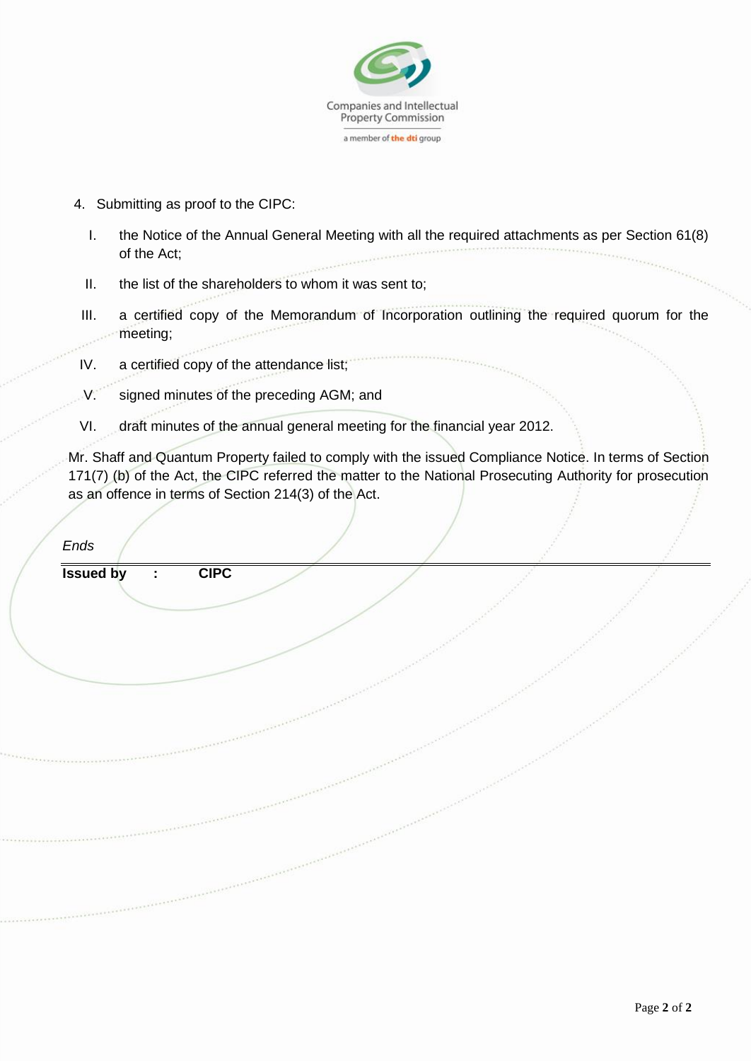4. Submitting as proof to the CIPC:

    I. the Notice of the Annual General Meeting with all the required attachments as per Section 61(8) of the Act;

    II. the list of the shareholders to whom it was sent to;

    III. a certified copy of the Memorandum of Incorporation outlining the required quorum for the meeting;

    IV. a certified copy of the attendance list;

    V. signed minutes of the preceding AGM; and

    VI. draft minutes of the annual general meeting for the financial year 2012.

Mr. Shaff and Quantum Property failed to comply with the issued Compliance Notice. In terms of Section 171(7) (b) of the Act, the CIPC referred the matter to the National Prosecuting Authority for prosecution as an offence in terms of Section 214(3) of the Act.

*Ends*

---

**Issued by : CIPC**